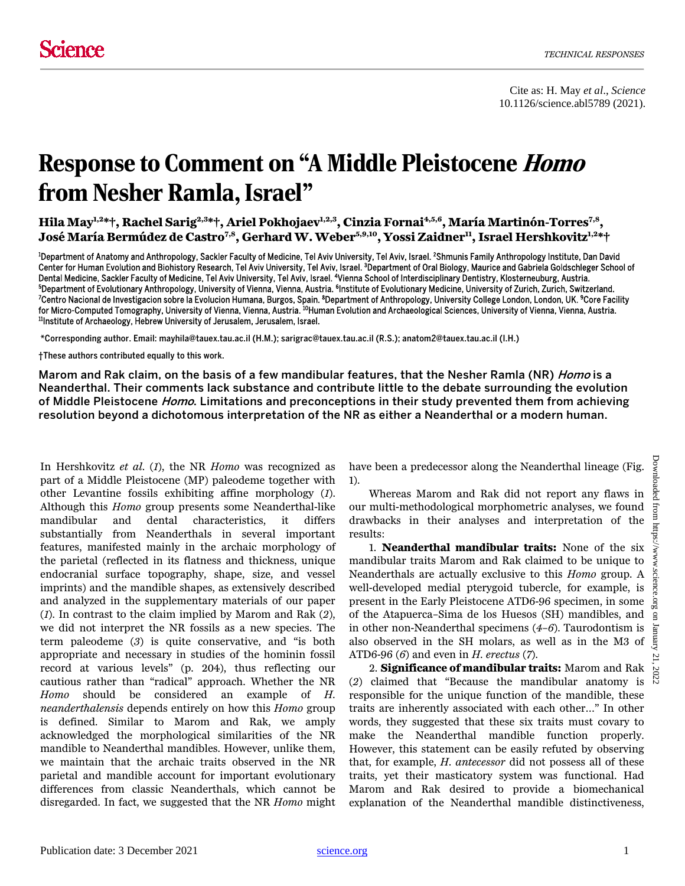# Response to Comment on "A Middle Pleistocene *Homo* from Nesher Ramla, Israel"

**Hila May[1,2*†], Rachel Sarig[2,3*†], Ariel Pokhojaev[1,2,3], Cinzia Fornai[4,5,6], María Martinón-Torres[7,8], José María Bermúdez de Castro[7,8], Gerhard W. Weber[5,9,10], Yossi Zaidner[11], Israel Hershkovitz[1,2*†]**

[1]Department of Anatomy and Anthropology, Sackler Faculty of Medicine, Tel Aviv University, Tel Aviv, Israel. [2]Shmunis Family Anthropology Institute, Dan David Center for Human Evolution and Biohistory Research, Tel Aviv University, Tel Aviv, Israel. [3]Department of Oral Biology, Maurice and Gabriela Goldschleger School of Dental Medicine, Sackler Faculty of Medicine, Tel Aviv University, Tel Aviv, Israel. [4]Vienna School of Interdisciplinary Dentistry, Klosterneuburg, Austria. [5]Department of Evolutionary Anthropology, University of Vienna, Vienna, Austria. [6]Institute of Evolutionary Medicine, University of Zurich, Zurich, Switzerland. [7]Centro Nacional de Investigacion sobre la Evolucion Humana, Burgos, Spain. [8]Department of Anthropology, University College London, London, UK. [9]Core Facility for Micro-Computed Tomography, University of Vienna, Vienna, Austria. [10]Human Evolution and Archaeological Sciences, University of Vienna, Vienna, Austria. [11]Institute of Archaeology, Hebrew University of Jerusalem, Jerusalem, Israel.

*Corresponding author. Email: mayhila@tauex.tau.ac.il (H.M.); sarigrac@tauex.tau.ac.il (R.S.); anatom2@tauex.tau.ac.il (I.H.)

†These authors contributed equally to this work.

Marom and Rak claim, on the basis of a few mandibular features, that the Nesher Ramla (NR) *Homo* is a Neanderthal. Their comments lack substance and contribute little to the debate surrounding the evolution of Middle Pleistocene *Homo*. Limitations and preconceptions in their study prevented them from achieving resolution beyond a dichotomous interpretation of the NR as either a Neanderthal or a modern human.

In Hershkovitz *et al.* (*1*), the NR *Homo* was recognized as part of a Middle Pleistocene (MP) paleodeme together with other Levantine fossils exhibiting affine morphology (*1*). Although this *Homo* group presents some Neanderthal-like mandibular and dental characteristics, it differs substantially from Neanderthals in several important features, manifested mainly in the archaic morphology of the parietal (reflected in its flatness and thickness, unique endocranial surface topography, shape, size, and vessel imprints) and the mandible shapes, as extensively described and analyzed in the supplementary materials of our paper (*1*). In contrast to the claim implied by Marom and Rak (*2*), we did not interpret the NR fossils as a new species. The term paleodeme (*3*) is quite conservative, and "is both appropriate and necessary in studies of the hominin fossil record at various levels" (p. 204), thus reflecting our cautious rather than "radical" approach. Whether the NR *Homo* should be considered an example of *H. neanderthalensis* depends entirely on how this *Homo* group is defined. Similar to Marom and Rak, we amply acknowledged the morphological similarities of the NR mandible to Neanderthal mandibles. However, unlike them, we maintain that the archaic traits observed in the NR parietal and mandible account for important evolutionary differences from classic Neanderthals, which cannot be disregarded. In fact, we suggested that the NR *Homo* might have been a predecessor along the Neanderthal lineage (Fig. 1).

Whereas Marom and Rak did not report any flaws in our multi-methodological morphometric analyses, we found drawbacks in their analyses and interpretation of the results:

1. **Neanderthal mandibular traits:** None of the six mandibular traits Marom and Rak claimed to be unique to Neanderthals are actually exclusive to this *Homo* group. A well-developed medial pterygoid tubercle, for example, is present in the Early Pleistocene ATD6-96 specimen, in some of the Atapuerca–Sima de los Huesos (SH) mandibles, and in other non-Neanderthal specimens (*4*–*6*). Taurodontism is also observed in the SH molars, as well as in the M3 of ATD6-96 (*6*) and even in *H. erectus* (*7*).

2. **Significance of mandibular traits:** Marom and Rak (*2*) claimed that "Because the mandibular anatomy is responsible for the unique function of the mandible, these traits are inherently associated with each other…" In other words, they suggested that these six traits must covary to make the Neanderthal mandible function properly. However, this statement can be easily refuted by observing that, for example, *H. antecessor* did not possess all of these traits, yet their masticatory system was functional. Had Marom and Rak desired to provide a biomechanical explanation of the Neanderthal mandible distinctiveness,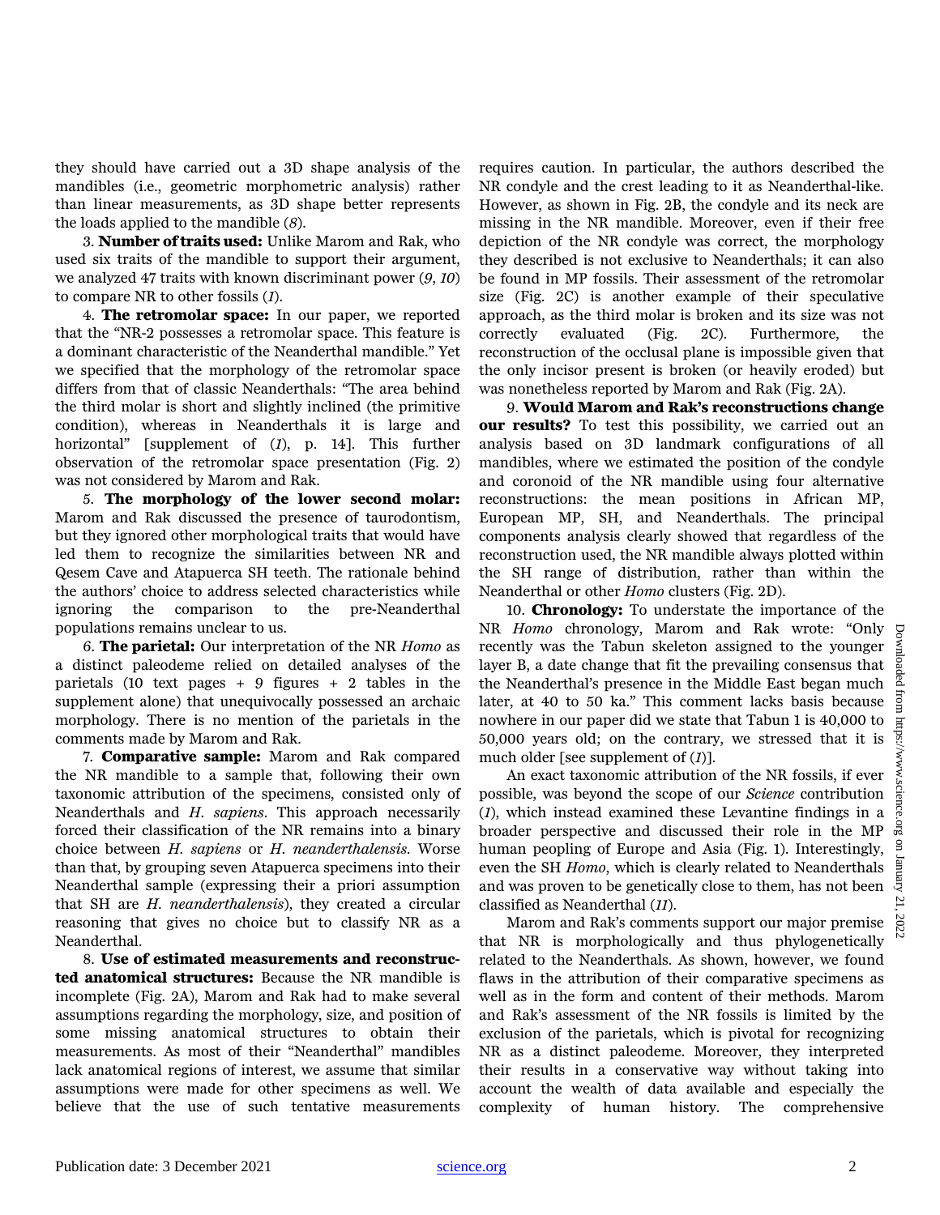they should have carried out a 3D shape analysis of the mandibles (i.e., geometric morphometric analysis) rather than linear measurements, as 3D shape better represents the loads applied to the mandible (*8*).

3. **Number of traits used:** Unlike Marom and Rak, who used six traits of the mandible to support their argument, we analyzed 47 traits with known discriminant power (*9*, *10*) to compare NR to other fossils (*1*).

4. **The retromolar space:** In our paper, we reported that the "NR-2 possesses a retromolar space. This feature is a dominant characteristic of the Neanderthal mandible." Yet we specified that the morphology of the retromolar space differs from that of classic Neanderthals: "The area behind the third molar is short and slightly inclined (the primitive condition), whereas in Neanderthals it is large and horizontal" [supplement of (*1*), p. 14]. This further observation of the retromolar space presentation (Fig. 2) was not considered by Marom and Rak.

5. **The morphology of the lower second molar:** Marom and Rak discussed the presence of taurodontism, but they ignored other morphological traits that would have led them to recognize the similarities between NR and Qesem Cave and Atapuerca SH teeth. The rationale behind the authors' choice to address selected characteristics while ignoring the comparison to the pre-Neanderthal populations remains unclear to us.

6. **The parietal:** Our interpretation of the NR *Homo* as a distinct paleodeme relied on detailed analyses of the parietals (10 text pages + 9 figures + 2 tables in the supplement alone) that unequivocally possessed an archaic morphology. There is no mention of the parietals in the comments made by Marom and Rak.

7. **Comparative sample:** Marom and Rak compared the NR mandible to a sample that, following their own taxonomic attribution of the specimens, consisted only of Neanderthals and *H. sapiens*. This approach necessarily forced their classification of the NR remains into a binary choice between *H. sapiens* or *H. neanderthalensis*. Worse than that, by grouping seven Atapuerca specimens into their Neanderthal sample (expressing their a priori assumption that SH are *H. neanderthalensis*), they created a circular reasoning that gives no choice but to classify NR as a Neanderthal.

8. **Use of estimated measurements and reconstructed anatomical structures:** Because the NR mandible is incomplete (Fig. 2A), Marom and Rak had to make several assumptions regarding the morphology, size, and position of some missing anatomical structures to obtain their measurements. As most of their "Neanderthal" mandibles lack anatomical regions of interest, we assume that similar assumptions were made for other specimens as well. We believe that the use of such tentative measurements requires caution. In particular, the authors described the NR condyle and the crest leading to it as Neanderthal-like. However, as shown in Fig. 2B, the condyle and its neck are missing in the NR mandible. Moreover, even if their free depiction of the NR condyle was correct, the morphology they described is not exclusive to Neanderthals; it can also be found in MP fossils. Their assessment of the retromolar size (Fig. 2C) is another example of their speculative approach, as the third molar is broken and its size was not correctly evaluated (Fig. 2C). Furthermore, the reconstruction of the occlusal plane is impossible given that the only incisor present is broken (or heavily eroded) but was nonetheless reported by Marom and Rak (Fig. 2A).

9. **Would Marom and Rak's reconstructions change our results?** To test this possibility, we carried out an analysis based on 3D landmark configurations of all mandibles, where we estimated the position of the condyle and coronoid of the NR mandible using four alternative reconstructions: the mean positions in African MP, European MP, SH, and Neanderthals. The principal components analysis clearly showed that regardless of the reconstruction used, the NR mandible always plotted within the SH range of distribution, rather than within the Neanderthal or other *Homo* clusters (Fig. 2D).

10. **Chronology:** To understate the importance of the NR *Homo* chronology, Marom and Rak wrote: "Only recently was the Tabun skeleton assigned to the younger layer B, a date change that fit the prevailing consensus that the Neanderthal's presence in the Middle East began much later, at 40 to 50 ka." This comment lacks basis because nowhere in our paper did we state that Tabun 1 is 40,000 to 50,000 years old; on the contrary, we stressed that it is much older [see supplement of (*1*)].

An exact taxonomic attribution of the NR fossils, if ever possible, was beyond the scope of our *Science* contribution (*1*), which instead examined these Levantine findings in a broader perspective and discussed their role in the MP human peopling of Europe and Asia (Fig. 1). Interestingly, even the SH *Homo*, which is clearly related to Neanderthals and was proven to be genetically close to them, has not been classified as Neanderthal (*11*).

Marom and Rak's comments support our major premise that NR is morphologically and thus phylogenetically related to the Neanderthals. As shown, however, we found flaws in the attribution of their comparative specimens as well as in the form and content of their methods. Marom and Rak's assessment of the NR fossils is limited by the exclusion of the parietals, which is pivotal for recognizing NR as a distinct paleodeme. Moreover, they interpreted their results in a conservative way without taking into account the wealth of data available and especially the complexity of human history. The comprehensive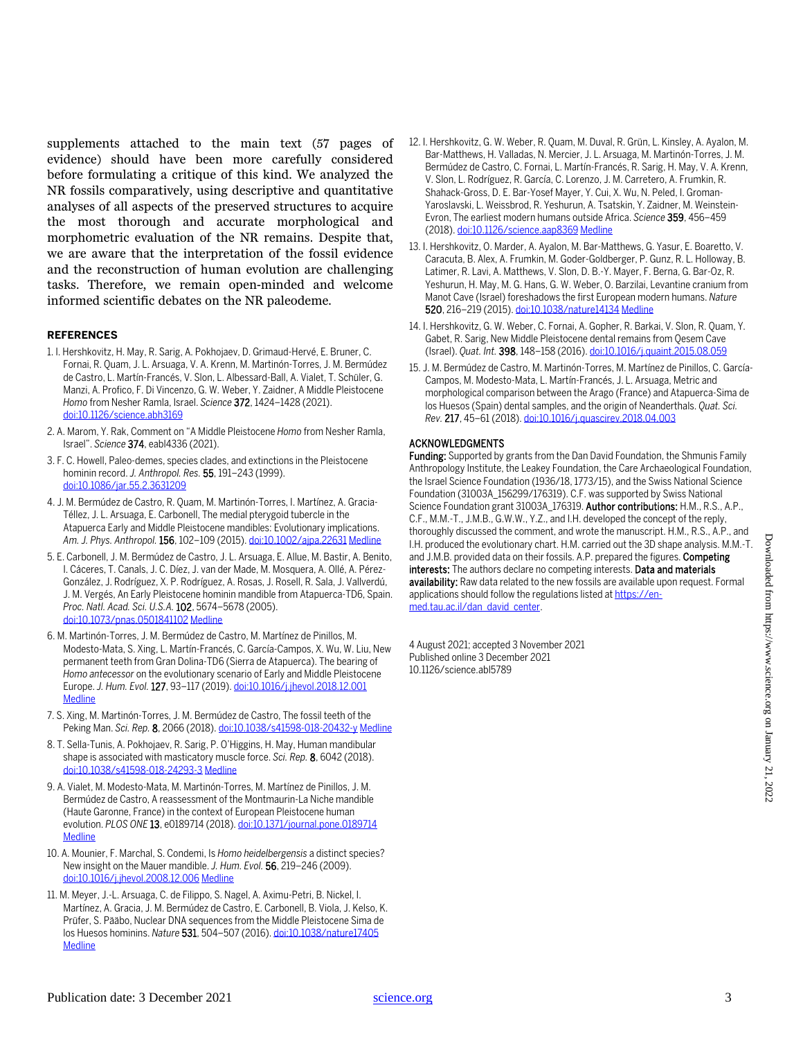supplements attached to the main text (57 pages of evidence) should have been more carefully considered before formulating a critique of this kind. We analyzed the NR fossils comparatively, using descriptive and quantitative analyses of all aspects of the preserved structures to acquire the most thorough and accurate morphological and morphometric evaluation of the NR remains. Despite that, we are aware that the interpretation of the fossil evidence and the reconstruction of human evolution are challenging tasks. Therefore, we remain open-minded and welcome informed scientific debates on the NR paleodeme.

## REFERENCES

1. I. Hershkovitz, H. May, R. Sarig, A. Pokhojaev, D. Grimaud-Hervé, E. Bruner, C. Fornai, R. Quam, J. L. Arsuaga, V. A. Krenn, M. Martinón-Torres, J. M. Bermúdez de Castro, L. Martín-Francés, V. Slon, L. Albessard-Ball, A. Vialet, T. Schüler, G. Manzi, A. Profico, F. Di Vincenzo, G. W. Weber, Y. Zaidner, A Middle Pleistocene *Homo* from Nesher Ramla, Israel. *Science* **372**, 1424–1428 (2021). doi:10.1126/science.abh3169
2. A. Marom, Y. Rak, Comment on "A Middle Pleistocene *Homo* from Nesher Ramla, Israel". *Science* **374**, eabl4336 (2021).
3. F. C. Howell, Paleo-demes, species clades, and extinctions in the Pleistocene hominin record. *J. Anthropol. Res.* **55**, 191–243 (1999). doi:10.1086/jar.55.2.3631209
4. J. M. Bermúdez de Castro, R. Quam, M. Martinón-Torres, I. Martínez, A. Gracia-Téllez, J. L. Arsuaga, E. Carbonell, The medial pterygoid tubercle in the Atapuerca Early and Middle Pleistocene mandibles: Evolutionary implications. *Am. J. Phys. Anthropol.* **156**, 102–109 (2015). doi:10.1002/ajpa.22631 Medline
5. E. Carbonell, J. M. Bermúdez de Castro, J. L. Arsuaga, E. Allue, M. Bastir, A. Benito, I. Cáceres, T. Canals, J. C. Díez, J. van der Made, M. Mosquera, A. Ollé, A. Pérez-González, J. Rodríguez, X. P. Rodríguez, A. Rosas, J. Rosell, R. Sala, J. Vallverdú, J. M. Vergés, An Early Pleistocene hominin mandible from Atapuerca-TD6, Spain. *Proc. Natl. Acad. Sci. U.S.A.* **102**, 5674–5678 (2005). doi:10.1073/pnas.0501841102 Medline
6. M. Martinón-Torres, J. M. Bermúdez de Castro, M. Martínez de Pinillos, M. Modesto-Mata, S. Xing, L. Martín-Francés, C. García-Campos, X. Wu, W. Liu, New permanent teeth from Gran Dolina-TD6 (Sierra de Atapuerca). The bearing of *Homo antecessor* on the evolutionary scenario of Early and Middle Pleistocene Europe. *J. Hum. Evol.* **127**, 93–117 (2019). doi:10.1016/j.jhevol.2018.12.001 Medline
7. S. Xing, M. Martinón-Torres, J. M. Bermúdez de Castro, The fossil teeth of the Peking Man. *Sci. Rep.* **8**, 2066 (2018). doi:10.1038/s41598-018-20432-y Medline
8. T. Sella-Tunis, A. Pokhojaev, R. Sarig, P. O'Higgins, H. May, Human mandibular shape is associated with masticatory muscle force. *Sci. Rep.* **8**, 6042 (2018). doi:10.1038/s41598-018-24293-3 Medline
9. A. Vialet, M. Modesto-Mata, M. Martinón-Torres, M. Martínez de Pinillos, J. M. Bermúdez de Castro, A reassessment of the Montmaurin-La Niche mandible (Haute Garonne, France) in the context of European Pleistocene human evolution. *PLOS ONE* **13**, e0189714 (2018). doi:10.1371/journal.pone.0189714 Medline
10. A. Mounier, F. Marchal, S. Condemi, Is *Homo heidelbergensis* a distinct species? New insight on the Mauer mandible. *J. Hum. Evol.* **56**, 219–246 (2009). doi:10.1016/j.jhevol.2008.12.006 Medline
11. M. Meyer, J.-L. Arsuaga, C. de Filippo, S. Nagel, A. Aximu-Petri, B. Nickel, I. Martínez, A. Gracia, J. M. Bermúdez de Castro, E. Carbonell, B. Viola, J. Kelso, K. Prüfer, S. Pääbo, Nuclear DNA sequences from the Middle Pleistocene Sima de los Huesos hominins. *Nature* **531**, 504–507 (2016). doi:10.1038/nature17405 Medline
12. I. Hershkovitz, G. W. Weber, R. Quam, M. Duval, R. Grün, L. Kinsley, A. Ayalon, M. Bar-Matthews, H. Valladas, N. Mercier, J. L. Arsuaga, M. Martinón-Torres, J. M. Bermúdez de Castro, C. Fornai, L. Martín-Francés, R. Sarig, H. May, V. A. Krenn, V. Slon, L. Rodríguez, R. García, C. Lorenzo, J. M. Carretero, A. Frumkin, R. Shahack-Gross, D. E. Bar-Yosef Mayer, Y. Cui, X. Wu, N. Peled, I. Groman-Yaroslavski, L. Weissbrod, R. Yeshurun, A. Tsatskin, Y. Zaidner, M. Weinstein-Evron, The earliest modern humans outside Africa. *Science* **359**, 456–459 (2018). doi:10.1126/science.aap8369 Medline
13. I. Hershkovitz, O. Marder, A. Ayalon, M. Bar-Matthews, G. Yasur, E. Boaretto, V. Caracuta, B. Alex, A. Frumkin, M. Goder-Goldberger, P. Gunz, R. L. Holloway, B. Latimer, R. Lavi, A. Matthews, V. Slon, D. B.-Y. Mayer, F. Berna, G. Bar-Oz, R. Yeshurun, H. May, M. G. Hans, G. W. Weber, O. Barzilai, Levantine cranium from Manot Cave (Israel) foreshadows the first European modern humans. *Nature* **520**, 216–219 (2015). doi:10.1038/nature14134 Medline
14. I. Hershkovitz, G. W. Weber, C. Fornai, A. Gopher, R. Barkai, V. Slon, R. Quam, Y. Gabet, R. Sarig, New Middle Pleistocene dental remains from Qesem Cave (Israel). *Quat. Int.* **398**, 148–158 (2016). doi:10.1016/j.quaint.2015.08.059
15. J. M. Bermúdez de Castro, M. Martinón-Torres, M. Martínez de Pinillos, C. García-Campos, M. Modesto-Mata, L. Martín-Francés, J. L. Arsuaga, Metric and morphological comparison between the Arago (France) and Atapuerca-Sima de los Huesos (Spain) dental samples, and the origin of Neanderthals. *Quat. Sci. Rev.* **217**, 45–61 (2018). doi:10.1016/j.quascirev.2018.04.003

## ACKNOWLEDGMENTS

**Funding:** Supported by grants from the Dan David Foundation, the Shmunis Family Anthropology Institute, the Leakey Foundation, the Care Archaeological Foundation, the Israel Science Foundation (1936/18, 1773/15), and the Swiss National Science Foundation (31003A_156299/176319). C.F. was supported by Swiss National Science Foundation grant 31003A_176319. **Author contributions:** H.M., R.S., A.P., C.F., M.M.-T., J.M.B., G.W.W., Y.Z., and I.H. developed the concept of the reply, thoroughly discussed the comment, and wrote the manuscript. H.M., R.S., A.P., and I.H. produced the evolutionary chart. H.M. carried out the 3D shape analysis. M.M.-T. and J.M.B. provided data on their fossils. A.P. prepared the figures. **Competing interests:** The authors declare no competing interests. **Data and materials availability:** Raw data related to the new fossils are available upon request. Formal applications should follow the regulations listed at https://en-med.tau.ac.il/dan_david_center.

4 August 2021; accepted 3 November 2021
Published online 3 December 2021
10.1126/science.abl5789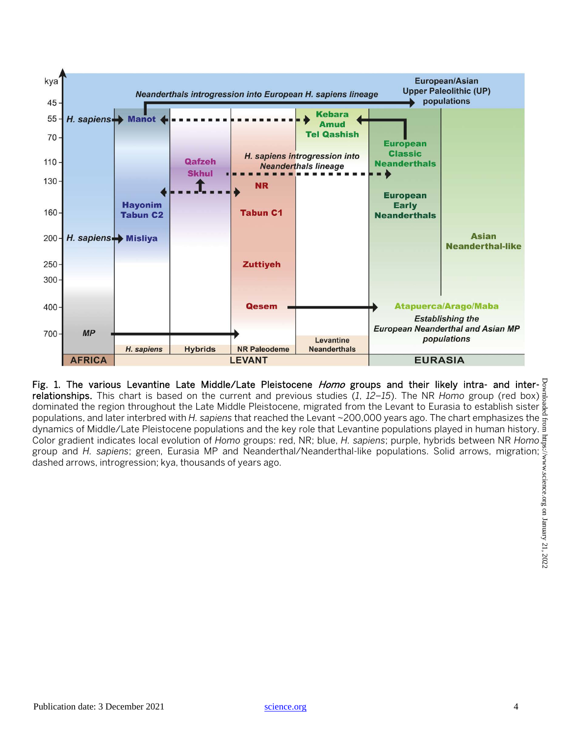**Fig. 1. The various Levantine Late Middle/Late Pleistocene *Homo* groups and their likely intra- and inter-relationships.** This chart is based on the current and previous studies (*1*, *12*–*15*). The NR *Homo* group (red box) dominated the region throughout the Late Middle Pleistocene, migrated from the Levant to Eurasia to establish sister populations, and later interbred with *H. sapiens* that reached the Levant ~200,000 years ago. The chart emphasizes the dynamics of Middle/Late Pleistocene populations and the key role that Levantine populations played in human history. Color gradient indicates local evolution of *Homo* groups: red, NR; blue, *H. sapiens*; purple, hybrids between NR *Homo* group and *H. sapiens*; green, Eurasia MP and Neanderthal/Neanderthal-like populations. Solid arrows, migration; dashed arrows, introgression; kya, thousands of years ago.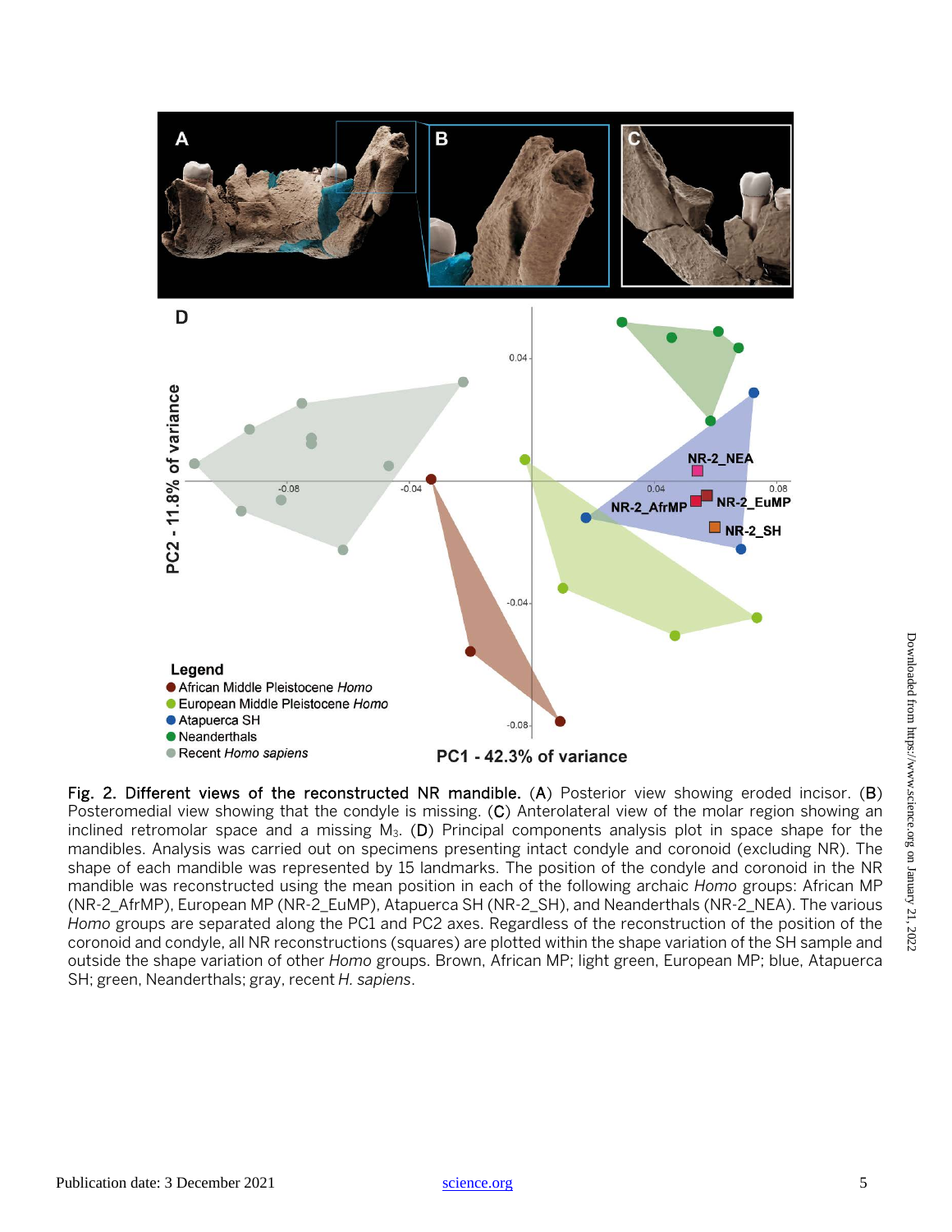**Fig. 2. Different views of the reconstructed NR mandible.** (**A**) Posterior view showing eroded incisor. (**B**) Posteromedial view showing that the condyle is missing. (**C**) Anterolateral view of the molar region showing an inclined retromolar space and a missing $M_3$. (**D**) Principal components analysis plot in space shape for the mandibles. Analysis was carried out on specimens presenting intact condyle and coronoid (excluding NR). The shape of each mandible was represented by 15 landmarks. The position of the condyle and coronoid in the NR mandible was reconstructed using the mean position in each of the following archaic *Homo* groups: African MP (NR-2_AfrMP), European MP (NR-2_EuMP), Atapuerca SH (NR-2_SH), and Neanderthals (NR-2_NEA). The various *Homo* groups are separated along the PC1 and PC2 axes. Regardless of the reconstruction of the position of the coronoid and condyle, all NR reconstructions (squares) are plotted within the shape variation of the SH sample and outside the shape variation of other *Homo* groups. Brown, African MP; light green, European MP; blue, Atapuerca SH; green, Neanderthals; gray, recent *H. sapiens*.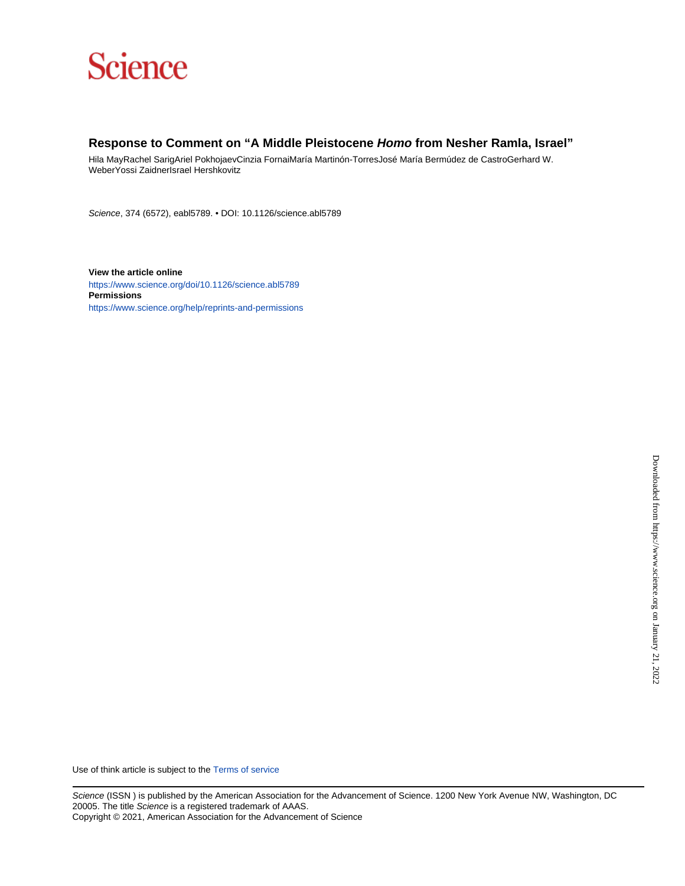Science

## Response to Comment on “A Middle Pleistocene *Homo* from Nesher Ramla, Israel”

Hila MayRachel SarigAriel PokhojaevCinzia FornaiMaría Martinón-TorresJosé María Bermúdez de CastroGerhard W. WeberYossi ZaidnerIsrael Hershkovitz

*Science*, 374 (6572), eabl5789. • DOI: 10.1126/science.abl5789

**View the article online**
https://www.science.org/doi/10.1126/science.abl5789
**Permissions**
https://www.science.org/help/reprints-and-permissions

Use of think article is subject to the Terms of service

*Science* (ISSN ) is published by the American Association for the Advancement of Science. 1200 New York Avenue NW, Washington, DC 20005. The title *Science* is a registered trademark of AAAS.
Copyright © 2021, American Association for the Advancement of Science